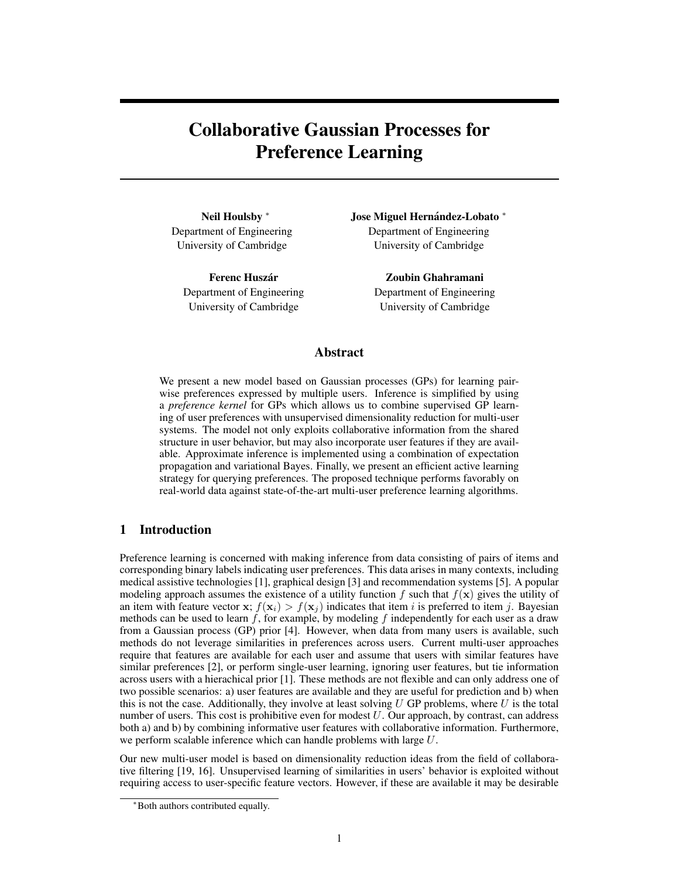# Collaborative Gaussian Processes for Preference Learning

**Neil Houlsby** [*]
Department of Engineering
University of Cambridge

**Jose Miguel Hernández-Lobato** [*]
Department of Engineering
University of Cambridge

**Ferenc Huszár**
Department of Engineering
University of Cambridge

**Zoubin Ghahramani**
Department of Engineering
University of Cambridge

## Abstract

We present a new model based on Gaussian processes (GPs) for learning pairwise preferences expressed by multiple users. Inference is simplified by using a *preference kernel* for GPs which allows us to combine supervised GP learning of user preferences with unsupervised dimensionality reduction for multi-user systems. The model not only exploits collaborative information from the shared structure in user behavior, but may also incorporate user features if they are available. Approximate inference is implemented using a combination of expectation propagation and variational Bayes. Finally, we present an efficient active learning strategy for querying preferences. The proposed technique performs favorably on real-world data against state-of-the-art multi-user preference learning algorithms.

## 1 Introduction

Preference learning is concerned with making inference from data consisting of pairs of items and corresponding binary labels indicating user preferences. This data arises in many contexts, including medical assistive technologies [1], graphical design [3] and recommendation systems [5]. A popular modeling approach assumes the existence of a utility function $f$ such that $f(\mathbf{x})$ gives the utility of an item with feature vector $\mathbf{x}$; $f(\mathbf{x}_i) > f(\mathbf{x}_j)$ indicates that item $i$ is preferred to item $j$. Bayesian methods can be used to learn $f$, for example, by modeling $f$ independently for each user as a draw from a Gaussian process (GP) prior [4]. However, when data from many users is available, such methods do not leverage similarities in preferences across users. Current multi-user approaches require that features are available for each user and assume that users with similar features have similar preferences [2], or perform single-user learning, ignoring user features, but tie information across users with a hierachical prior [1]. These methods are not flexible and can only address one of two possible scenarios: a) user features are available and they are useful for prediction and b) when this is not the case. Additionally, they involve at least solving $U$ GP problems, where $U$ is the total number of users. This cost is prohibitive even for modest $U$. Our approach, by contrast, can address both a) and b) by combining informative user features with collaborative information. Furthermore, we perform scalable inference which can handle problems with large $U$.

Our new multi-user model is based on dimensionality reduction ideas from the field of collaborative filtering [19, 16]. Unsupervised learning of similarities in users' behavior is exploited without requiring access to user-specific feature vectors. However, if these are available it may be desirable

[*]Both authors contributed equally.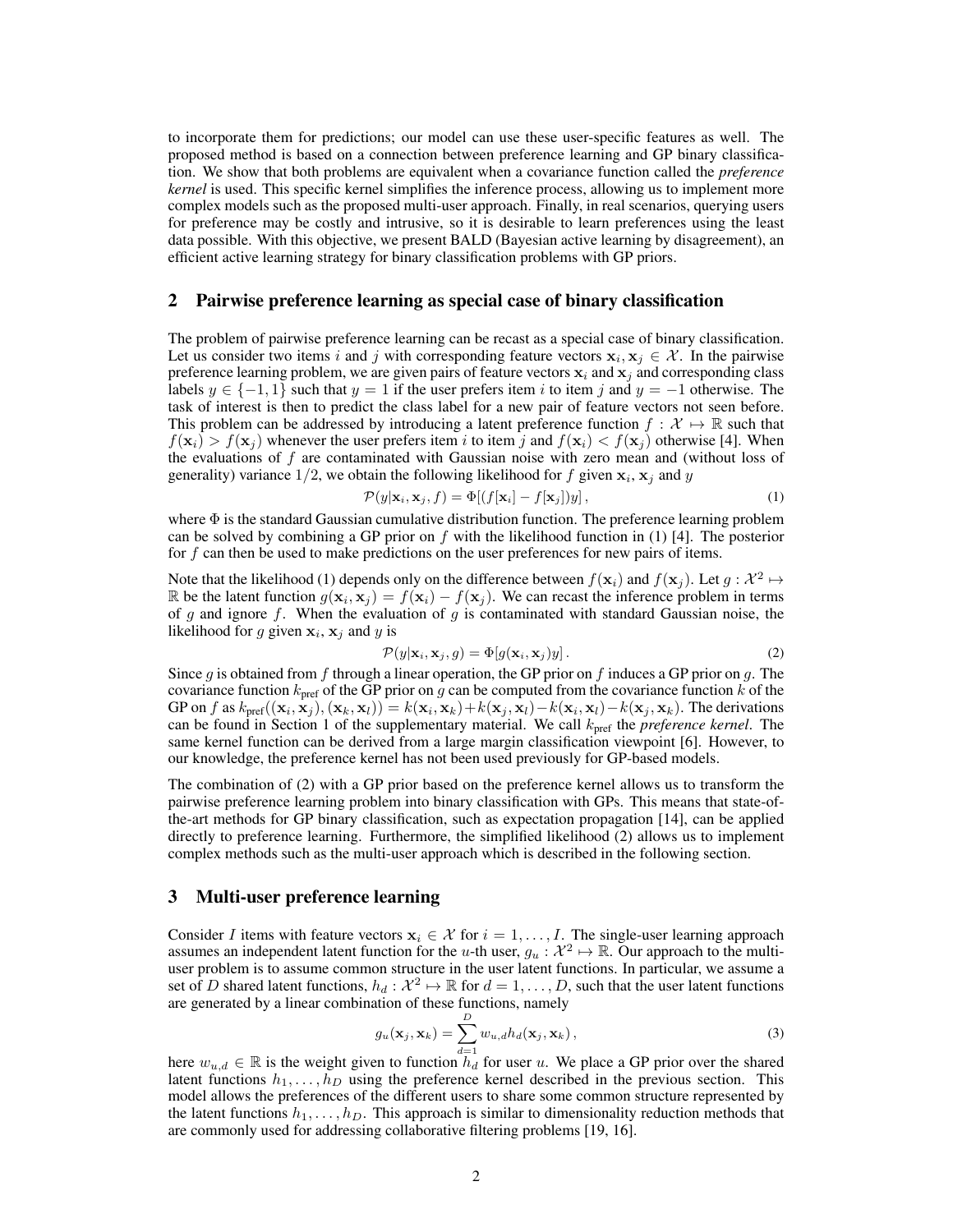to incorporate them for predictions; our model can use these user-specific features as well. The proposed method is based on a connection between preference learning and GP binary classification. We show that both problems are equivalent when a covariance function called the *preference kernel* is used. This specific kernel simplifies the inference process, allowing us to implement more complex models such as the proposed multi-user approach. Finally, in real scenarios, querying users for preference may be costly and intrusive, so it is desirable to learn preferences using the least data possible. With this objective, we present BALD (Bayesian active learning by disagreement), an efficient active learning strategy for binary classification problems with GP priors.

## 2 Pairwise preference learning as special case of binary classification

The problem of pairwise preference learning can be recast as a special case of binary classification. Let us consider two items $i$ and $j$ with corresponding feature vectors $\mathbf{x}_i, \mathbf{x}_j \in \mathcal{X}$. In the pairwise preference learning problem, we are given pairs of feature vectors $\mathbf{x}_i$ and $\mathbf{x}_j$ and corresponding class labels $y \in \{-1, 1\}$ such that $y = 1$ if the user prefers item $i$ to item $j$ and $y = -1$ otherwise. The task of interest is then to predict the class label for a new pair of feature vectors not seen before. This problem can be addressed by introducing a latent preference function $f : \mathcal{X} \mapsto \mathbb{R}$ such that $f(\mathbf{x}_i) > f(\mathbf{x}_j)$ whenever the user prefers item $i$ to item $j$ and $f(\mathbf{x}_i) < f(\mathbf{x}_j)$ otherwise [4]. When the evaluations of $f$ are contaminated with Gaussian noise with zero mean and (without loss of generality) variance $1/2$, we obtain the following likelihood for $f$ given $\mathbf{x}_i$, $\mathbf{x}_j$ and $y$

$$\mathcal{P}(y|\mathbf{x}_i, \mathbf{x}_j, f) = \Phi[(f[\mathbf{x}_i] - f[\mathbf{x}_j])y]\,, \tag{1}$$

where $\Phi$ is the standard Gaussian cumulative distribution function. The preference learning problem can be solved by combining a GP prior on $f$ with the likelihood function in (1) [4]. The posterior for $f$ can then be used to make predictions on the user preferences for new pairs of items.

Note that the likelihood (1) depends only on the difference between $f(\mathbf{x}_i)$ and $f(\mathbf{x}_j)$. Let $g : \mathcal{X}^2 \mapsto \mathbb{R}$ be the latent function $g(\mathbf{x}_i, \mathbf{x}_j) = f(\mathbf{x}_i) - f(\mathbf{x}_j)$. We can recast the inference problem in terms of $g$ and ignore $f$. When the evaluation of $g$ is contaminated with standard Gaussian noise, the likelihood for $g$ given $\mathbf{x}_i$, $\mathbf{x}_j$ and $y$ is

$$\mathcal{P}(y|\mathbf{x}_i, \mathbf{x}_j, g) = \Phi[g(\mathbf{x}_i, \mathbf{x}_j)y]\,. \tag{2}$$

Since $g$ is obtained from $f$ through a linear operation, the GP prior on $f$ induces a GP prior on $g$. The covariance function $k_{\text{pref}}$ of the GP prior on $g$ can be computed from the covariance function $k$ of the GP on $f$ as $k_{\text{pref}}((\mathbf{x}_i, \mathbf{x}_j), (\mathbf{x}_k, \mathbf{x}_l)) = k(\mathbf{x}_i, \mathbf{x}_k) + k(\mathbf{x}_j, \mathbf{x}_l) - k(\mathbf{x}_i, \mathbf{x}_l) - k(\mathbf{x}_j, \mathbf{x}_k)$. The derivations can be found in Section 1 of the supplementary material. We call $k_{\text{pref}}$ the *preference kernel*. The same kernel function can be derived from a large margin classification viewpoint [6]. However, to our knowledge, the preference kernel has not been used previously for GP-based models.

The combination of (2) with a GP prior based on the preference kernel allows us to transform the pairwise preference learning problem into binary classification with GPs. This means that state-of-the-art methods for GP binary classification, such as expectation propagation [14], can be applied directly to preference learning. Furthermore, the simplified likelihood (2) allows us to implement complex methods such as the multi-user approach which is described in the following section.

## 3 Multi-user preference learning

Consider $I$ items with feature vectors $\mathbf{x}_i \in \mathcal{X}$ for $i = 1, \ldots, I$. The single-user learning approach assumes an independent latent function for the $u$-th user, $g_u : \mathcal{X}^2 \mapsto \mathbb{R}$. Our approach to the multi-user problem is to assume common structure in the user latent functions. In particular, we assume a set of $D$ shared latent functions, $h_d : \mathcal{X}^2 \mapsto \mathbb{R}$ for $d = 1, \ldots, D$, such that the user latent functions are generated by a linear combination of these functions, namely

$$g_u(\mathbf{x}_j, \mathbf{x}_k) = \sum_{d=1}^{D} w_{u,d} h_d(\mathbf{x}_j, \mathbf{x}_k)\,, \tag{3}$$

here $w_{u,d} \in \mathbb{R}$ is the weight given to function $h_d$ for user $u$. We place a GP prior over the shared latent functions $h_1, \ldots, h_D$ using the preference kernel described in the previous section. This model allows the preferences of the different users to share some common structure represented by the latent functions $h_1, \ldots, h_D$. This approach is similar to dimensionality reduction methods that are commonly used for addressing collaborative filtering problems [19, 16].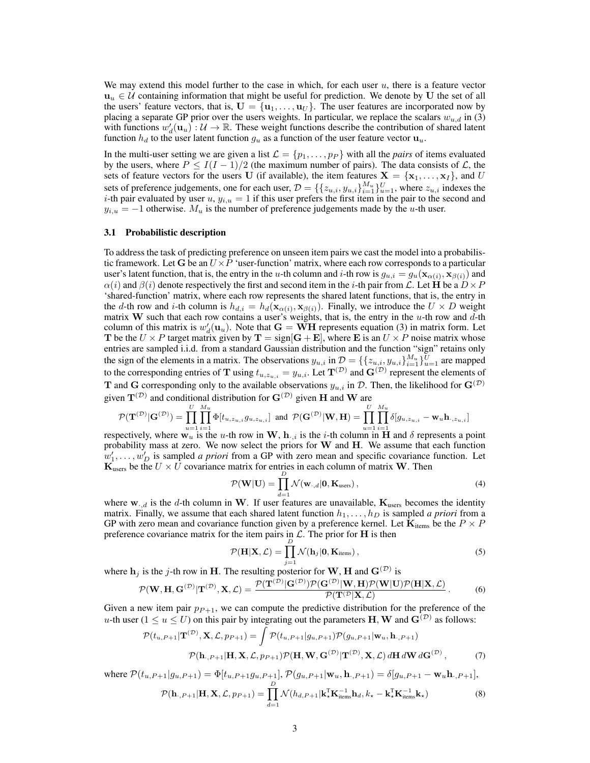We may extend this model further to the case in which, for each user $u$, there is a feature vector $\mathbf{u}_u \in \mathcal{U}$ containing information that might be useful for prediction. We denote by $\mathbf{U}$ the set of all the users' feature vectors, that is, $\mathbf{U} = \{\mathbf{u}_1, \ldots, \mathbf{u}_U\}$. The user features are incorporated now by placing a separate GP prior over the users weights. In particular, we replace the scalars $w_{u,d}$ in (3) with functions $w'_d(\mathbf{u}_u) : \mathcal{U} \to \mathbb{R}$. These weight functions describe the contribution of shared latent function $h_d$ to the user latent function $g_u$ as a function of the user feature vector $\mathbf{u}_u$.

In the multi-user setting we are given a list $\mathcal{L} = \{p_1, \ldots, p_P\}$ with all the *pairs* of items evaluated by the users, where $P \leq I(I-1)/2$ (the maximum number of pairs). The data consists of $\mathcal{L}$, the sets of feature vectors for the users $\mathbf{U}$ (if available), the item features $\mathbf{X} = \{\mathbf{x}_1, \ldots, \mathbf{x}_I\}$, and $U$ sets of preference judgements, one for each user, $\mathcal{D} = \{\{z_{u,i}, y_{u,i}\}_{i=1}^{M_u}\}_{u=1}^{U}$, where $z_{u,i}$ indexes the $i$-th pair evaluated by user $u$, $y_{i,u} = 1$ if this user prefers the first item in the pair to the second and $y_{i,u} = -1$ otherwise. $M_u$ is the number of preference judgements made by the $u$-th user.

### 3.1 Probabilistic description

To address the task of predicting preference on unseen item pairs we cast the model into a probabilistic framework. Let $\mathbf{G}$ be an $U \times P$ 'user-function' matrix, where each row corresponds to a particular user's latent function, that is, the entry in the $u$-th column and $i$-th row is $g_{u,i} = g_u(\mathbf{x}_{\alpha(i)}, \mathbf{x}_{\beta(i)})$ and $\alpha(i)$ and $\beta(i)$ denote respectively the first and second item in the $i$-th pair from $\mathcal{L}$. Let $\mathbf{H}$ be a $D \times P$ 'shared-function' matrix, where each row represents the shared latent functions, that is, the entry in the $d$-th row and $i$-th column is $h_{d,i} = h_d(\mathbf{x}_{\alpha(i)}, \mathbf{x}_{\beta(i)})$. Finally, we introduce the $U \times D$ weight matrix $\mathbf{W}$ such that each row contains a user's weights, that is, the entry in the $u$-th row and $d$-th column of this matrix is $w'_d(\mathbf{u}_u)$. Note that $\mathbf{G} = \mathbf{W}\mathbf{H}$ represents equation (3) in matrix form. Let $\mathbf{T}$ be the $U \times P$ target matrix given by $\mathbf{T} = \text{sign}[\mathbf{G} + \mathbf{E}]$, where $\mathbf{E}$ is an $U \times P$ noise matrix whose entries are sampled i.i.d. from a standard Gaussian distribution and the function "sign" retains only the sign of the elements in a matrix. The observations $y_{u,i}$ in $\mathcal{D} = \{\{z_{u,i}, y_{u,i}\}_{i=1}^{M_u}\}_{u=1}^{U}$ are mapped to the corresponding entries of $\mathbf{T}$ using $t_{u,z_{u,i}} = y_{u,i}$. Let $\mathbf{T}^{(\mathcal{D})}$ and $\mathbf{G}^{(\mathcal{D})}$ represent the elements of $\mathbf{T}$ and $\mathbf{G}$ corresponding only to the available observations $y_{u,i}$ in $\mathcal{D}$. Then, the likelihood for $\mathbf{G}^{(\mathcal{D})}$ given $\mathbf{T}^{(\mathcal{D})}$ and conditional distribution for $\mathbf{G}^{(\mathcal{D})}$ given $\mathbf{H}$ and $\mathbf{W}$ are

$$\mathcal{P}(\mathbf{T}^{(\mathcal{D})}|\mathbf{G}^{(\mathcal{D})}) = \prod_{u=1}^{U}\prod_{i=1}^{M_u} \Phi[t_{u,z_{u,i}} g_{u,z_{u,i}}] \text{ and } \mathcal{P}(\mathbf{G}^{(\mathcal{D})}|\mathbf{W},\mathbf{H}) = \prod_{u=1}^{U}\prod_{i=1}^{M_u} \delta[g_{u,z_{u,i}} - \mathbf{w}_u \mathbf{h}_{\cdot,z_{u,i}}]$$

respectively, where $\mathbf{w}_u$ is the $u$-th row in $\mathbf{W}$, $\mathbf{h}_{\cdot,i}$ is the $i$-th column in $\mathbf{H}$ and $\delta$ represents a point probability mass at zero. We now select the priors for $\mathbf{W}$ and $\mathbf{H}$. We assume that each function $w'_1, \ldots, w'_D$ is sampled *a priori* from a GP with zero mean and specific covariance function. Let $\mathbf{K}_{\text{users}}$ be the $U \times U$ covariance matrix for entries in each column of matrix $\mathbf{W}$. Then

$$\mathcal{P}(\mathbf{W}|\mathbf{U}) = \prod_{d=1}^{D} \mathcal{N}(\mathbf{w}_{\cdot,d}|\mathbf{0}, \mathbf{K}_{\text{users}}), \tag{4}$$

where $\mathbf{w}_{\cdot,d}$ is the $d$-th column in $\mathbf{W}$. If user features are unavailable, $\mathbf{K}_{\text{users}}$ becomes the identity matrix. Finally, we assume that each shared latent function $h_1, \ldots, h_D$ is sampled *a priori* from a GP with zero mean and covariance function given by a preference kernel. Let $\mathbf{K}_{\text{items}}$ be the $P \times P$ preference covariance matrix for the item pairs in $\mathcal{L}$. The prior for $\mathbf{H}$ is then

$$\mathcal{P}(\mathbf{H}|\mathbf{X}, \mathcal{L}) = \prod_{j=1}^{D} \mathcal{N}(\mathbf{h}_j|\mathbf{0}, \mathbf{K}_{\text{items}}), \tag{5}$$

where $\mathbf{h}_j$ is the $j$-th row in $\mathbf{H}$. The resulting posterior for $\mathbf{W}$, $\mathbf{H}$ and $\mathbf{G}^{(\mathcal{D})}$ is

$$\mathcal{P}(\mathbf{W}, \mathbf{H}, \mathbf{G}^{(\mathcal{D})}|\mathbf{T}^{(\mathcal{D})}, \mathbf{X}, \mathcal{L}) = \frac{\mathcal{P}(\mathbf{T}^{(\mathcal{D})}|\mathbf{G}^{(\mathcal{D})})\mathcal{P}(\mathbf{G}^{(\mathcal{D})}|\mathbf{W},\mathbf{H})\mathcal{P}(\mathbf{W}|\mathbf{U})\mathcal{P}(\mathbf{H}|\mathbf{X},\mathcal{L})}{\mathcal{P}(\mathbf{T}^{(\mathcal{D}}|\mathbf{X},\mathcal{L})}. \tag{6}$$

Given a new item pair $p_{P+1}$, we can compute the predictive distribution for the preference of the $u$-th user ($1 \leq u \leq U$) on this pair by integrating out the parameters $\mathbf{H}$, $\mathbf{W}$ and $\mathbf{G}^{(\mathcal{D})}$ as follows:

$$\mathcal{P}(t_{u,P+1}|\mathbf{T}^{(\mathcal{D})}, \mathbf{X}, \mathcal{L}, p_{P+1}) = \int \mathcal{P}(t_{u,P+1}|g_{u,P+1})\mathcal{P}(g_{u,P+1}|\mathbf{w}_u, \mathbf{h}_{\cdot,P+1})$$
$$\mathcal{P}(\mathbf{h}_{\cdot,P+1}|\mathbf{H}, \mathbf{X}, \mathcal{L}, p_{P+1})\mathcal{P}(\mathbf{H}, \mathbf{W}, \mathbf{G}^{(\mathcal{D})}|\mathbf{T}^{(\mathcal{D})}, \mathbf{X}, \mathcal{L})\, d\mathbf{H}\, d\mathbf{W}\, d\mathbf{G}^{(\mathcal{D})}, \tag{7}$$

where $\mathcal{P}(t_{u,P+1}|g_{u,P+1}) = \Phi[t_{u,P+1} g_{u,P+1}]$, $\mathcal{P}(g_{u,P+1}|\mathbf{w}_u, \mathbf{h}_{\cdot,P+1}) = \delta[g_{u,P+1} - \mathbf{w}_u \mathbf{h}_{\cdot,P+1}]$,

$$\mathcal{P}(\mathbf{h}_{\cdot,P+1}|\mathbf{H}, \mathbf{X}, \mathcal{L}, p_{P+1}) = \prod_{d=1}^{D} \mathcal{N}(h_{d,P+1}|\mathbf{k}_\star^{\text{T}}\mathbf{K}_{\text{items}}^{-1}\mathbf{h}_d, k_\star - \mathbf{k}_\star^{\text{T}}\mathbf{K}_{\text{items}}^{-1}\mathbf{k}_\star) \tag{8}$$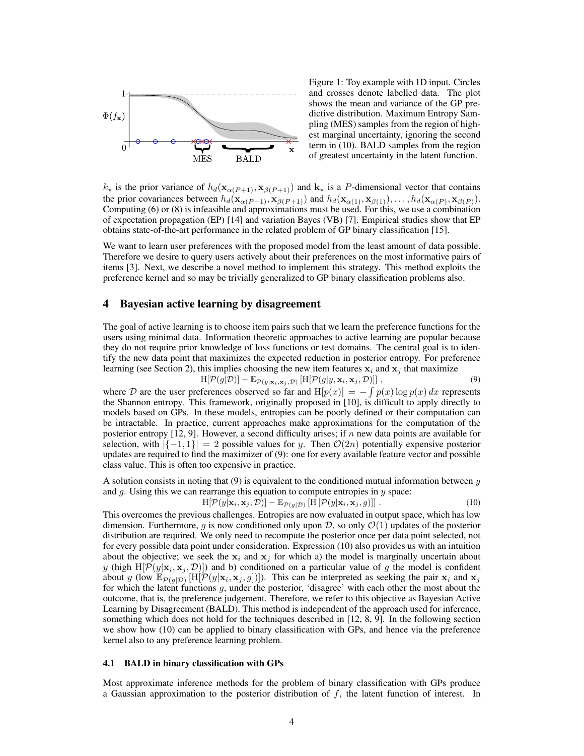Figure 1: Toy example with 1D input. Circles and crosses denote labelled data. The plot shows the mean and variance of the GP predictive distribution. Maximum Entropy Sampling (MES) samples from the region of highest marginal uncertainty, ignoring the second term in (10). BALD samples from the region of greatest uncertainty in the latent function.

$k_\star$ is the prior variance of $h_d(\mathbf{x}_{\alpha(P+1)}, \mathbf{x}_{\beta(P+1)})$ and $\mathbf{k}_\star$ is a $P$-dimensional vector that contains the prior covariances between $h_d(\mathbf{x}_{\alpha(P+1)}, \mathbf{x}_{\beta(P+1)})$ and $h_d(\mathbf{x}_{\alpha(1)}, \mathbf{x}_{\beta(1)}), \ldots, h_d(\mathbf{x}_{\alpha(P)}, \mathbf{x}_{\beta(P)})$. Computing (6) or (8) is infeasible and approximations must be used. For this, we use a combination of expectation propagation (EP) [14] and variation Bayes (VB) [7]. Empirical studies show that EP obtains state-of-the-art performance in the related problem of GP binary classification [15].

We want to learn user preferences with the proposed model from the least amount of data possible. Therefore we desire to query users actively about their preferences on the most informative pairs of items [3]. Next, we describe a novel method to implement this strategy. This method exploits the preference kernel and so may be trivially generalized to GP binary classification problems also.

## 4 Bayesian active learning by disagreement

The goal of active learning is to choose item pairs such that we learn the preference functions for the users using minimal data. Information theoretic approaches to active learning are popular because they do not require prior knowledge of loss functions or test domains. The central goal is to identify the new data point that maximizes the expected reduction in posterior entropy. For preference learning (see Section 2), this implies choosing the new item features $\mathbf{x}_i$ and $\mathbf{x}_j$ that maximize

$$\mathrm{H}[\mathcal{P}(g|\mathcal{D})] - \mathbb{E}_{\mathcal{P}(y|\mathbf{x}_i,\mathbf{x}_j,\mathcal{D})}\left[\mathrm{H}[\mathcal{P}(g|y,\mathbf{x}_i,\mathbf{x}_j,\mathcal{D})]\right] , \tag{9}$$

where $\mathcal{D}$ are the user preferences observed so far and $\mathrm{H}[p(x)] = -\int p(x)\log p(x)\,dx$ represents the Shannon entropy. This framework, originally proposed in [10], is difficult to apply directly to models based on GPs. In these models, entropies can be poorly defined or their computation can be intractable. In practice, current approaches make approximations for the computation of the posterior entropy [12, 9]. However, a second difficulty arises; if $n$ new data points are available for selection, with $|\{-1, 1\}| = 2$ possible values for $y$. Then $\mathcal{O}(2n)$ potentially expensive posterior updates are required to find the maximizer of (9): one for every available feature vector and possible class value. This is often too expensive in practice.

A solution consists in noting that (9) is equivalent to the conditioned mutual information between $y$ and $g$. Using this we can rearrange this equation to compute entropies in $y$ space:

$$\mathrm{H}[\mathcal{P}(y|\mathbf{x}_i,\mathbf{x}_j,\mathcal{D})] - \mathbb{E}_{\mathcal{P}(g|\mathcal{D})}\left[\mathrm{H}\left[\mathcal{P}(y|\mathbf{x}_i,\mathbf{x}_j,g)\right]\right] . \tag{10}$$

This overcomes the previous challenges. Entropies are now evaluated in output space, which has low dimension. Furthermore, $g$ is now conditioned only upon $\mathcal{D}$, so only $\mathcal{O}(1)$ updates of the posterior distribution are required. We only need to recompute the posterior once per data point selected, not for every possible data point under consideration. Expression (10) also provides us with an intuition about the objective; we seek the $\mathbf{x}_i$ and $\mathbf{x}_j$ for which a) the model is marginally uncertain about $y$ (high $\mathrm{H}[\mathcal{P}(y|\mathbf{x}_i,\mathbf{x}_j,\mathcal{D})]$) and b) conditioned on a particular value of $g$ the model is confident about $y$ (low $\mathbb{E}_{\mathcal{P}(g|\mathcal{D})}[\mathrm{H}[\mathcal{P}(y|\mathbf{x}_i,\mathbf{x}_j,g)]]$). This can be interpreted as seeking the pair $\mathbf{x}_i$ and $\mathbf{x}_j$ for which the latent functions $g$, under the posterior, 'disagree' with each other the most about the outcome, that is, the preference judgement. Therefore, we refer to this objective as Bayesian Active Learning by Disagreement (BALD). This method is independent of the approach used for inference, something which does not hold for the techniques described in [12, 8, 9]. In the following section we show how (10) can be applied to binary classification with GPs, and hence via the preference kernel also to any preference learning problem.

### 4.1 BALD in binary classification with GPs

Most approximate inference methods for the problem of binary classification with GPs produce a Gaussian approximation to the posterior distribution of $f$, the latent function of interest. In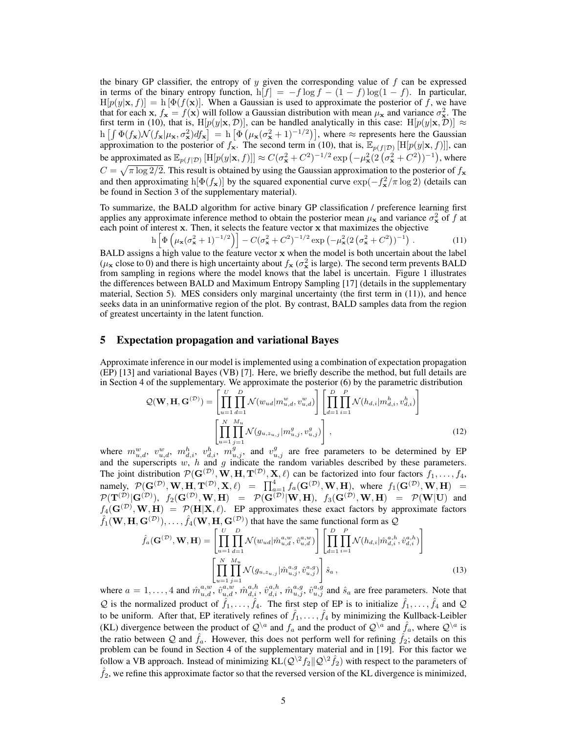the binary GP classifier, the entropy of $y$ given the corresponding value of $f$ can be expressed in terms of the binary entropy function, $\mathrm{h}[f] = -f \log f - (1-f)\log(1-f)$. In particular, $\mathrm{H}[p(y|\mathbf{x}, f)] = \mathrm{h}\left[\Phi(f(\mathbf{x}))\right]$. When a Gaussian is used to approximate the posterior of $f$, we have that for each $\mathbf{x}$, $f_\mathbf{x} = f(\mathbf{x})$ will follow a Gaussian distribution with mean $\mu_\mathbf{x}$ and variance $\sigma^2_\mathbf{x}$. The first term in (10), that is, $\mathrm{H}[p(y|\mathbf{x}, \mathcal{D})]$, can be handled analytically in this case: $\mathrm{H}[p(y|\mathbf{x}, \mathcal{D})] \approx \mathrm{h}\left[\int \Phi(f_\mathbf{x})\mathcal{N}(f_\mathbf{x}|\mu_\mathbf{x}, \sigma^2_\mathbf{x})df_\mathbf{x}\right] = \mathrm{h}\left[\Phi\left(\mu_\mathbf{x}(\sigma^2_\mathbf{x}+1)^{-1/2}\right)\right]$, where $\approx$ represents here the Gaussian approximation to the posterior of $f_\mathbf{x}$. The second term in (10), that is, $\mathbb{E}_{p(f|\mathcal{D})}\left[\mathrm{H}[p(y|\mathbf{x}, f)]\right]$, can be approximated as $\mathbb{E}_{p(f|\mathcal{D})}\left[\mathrm{H}[p(y|\mathbf{x}, f)]\right] \approx C(\sigma^2_\mathbf{x}+C^2)^{-1/2}\exp\left(-\mu^2_\mathbf{x}(2\left(\sigma^2_\mathbf{x}+C^2\right))^{-1}\right)$, where $C = \sqrt{\pi \log 2/2}$. This result is obtained by using the Gaussian approximation to the posterior of $f_\mathbf{x}$ and then approximating $\mathrm{h}[\Phi(f_\mathbf{x})]$ by the squared exponential curve $\exp(-f^2_\mathbf{x}/\pi\log 2)$ (details can be found in Section 3 of the supplementary material).

To summarize, the BALD algorithm for active binary GP classification / preference learning first applies any approximate inference method to obtain the posterior mean $\mu_\mathbf{x}$ and variance $\sigma^2_\mathbf{x}$ of $f$ at each point of interest $\mathbf{x}$. Then, it selects the feature vector $\mathbf{x}$ that maximizes the objective

$$\mathrm{h}\left[\Phi\left(\mu_\mathbf{x}(\sigma^2_\mathbf{x}+1)^{-1/2}\right)\right] - C(\sigma^2_\mathbf{x}+C^2)^{-1/2}\exp\left(-\mu^2_\mathbf{x}(2\left(\sigma^2_\mathbf{x}+C^2\right))^{-1}\right)\,. \tag{11}$$

BALD assigns a high value to the feature vector $\mathbf{x}$ when the model is both uncertain about the label ($\mu_\mathbf{x}$ close to 0) and there is high uncertainty about $f_\mathbf{x}$ ($\sigma^2_\mathbf{x}$ is large). The second term prevents BALD from sampling in regions where the model knows that the label is uncertain. Figure 1 illustrates the differences between BALD and Maximum Entropy Sampling [17] (details in the supplementary material, Section 5). MES considers only marginal uncertainty (the first term in (11)), and hence seeks data in an uninformative region of the plot. By contrast, BALD samples data from the region of greatest uncertainty in the latent function.

## 5 Expectation propagation and variational Bayes

Approximate inference in our model is implemented using a combination of expectation propagation (EP) [13] and variational Bayes (VB) [7]. Here, we briefly describe the method, but full details are in Section 4 of the supplementary. We approximate the posterior (6) by the parametric distribution

$$\mathcal{Q}(\mathbf{W},\mathbf{H},\mathbf{G}^{(\mathcal{D})}) = \left[\prod_{u=1}^{U}\prod_{d=1}^{D}\mathcal{N}(w_{ud}|m^w_{u,d}, v^w_{u,d})\right]\left[\prod_{d=1}^{D}\prod_{i=1}^{P}\mathcal{N}(h_{d,i}|m^h_{d,i}, v^h_{d,i})\right]$$
$$\left[\prod_{u=1}^{N}\prod_{j=1}^{M_u}\mathcal{N}(g_{u,z_{u,j}}|m^g_{u,j}, v^g_{u,j})\right]\,, \tag{12}$$

where $m^w_{u,d}$, $v^w_{u,d}$, $m^h_{d,i}$, $v^h_{d,i}$, $m^g_{u,j}$, and $v^g_{u,j}$ are free parameters to be determined by EP and the superscripts $w$, $h$ and $g$ indicate the random variables described by these parameters. The joint distribution $\mathcal{P}(\mathbf{G}^{(\mathcal{D})},\mathbf{W},\mathbf{H},\mathbf{T}^{(\mathcal{D})},\mathbf{X},\ell)$ can be factorized into four factors $f_1,\ldots,f_4$, namely, $\mathcal{P}(\mathbf{G}^{(\mathcal{D})},\mathbf{W},\mathbf{H},\mathbf{T}^{(\mathcal{D})},\mathbf{X},\ell) = \prod_{a=1}^4 f_a(\mathbf{G}^{(\mathcal{D})},\mathbf{W},\mathbf{H})$, where $f_1(\mathbf{G}^{(\mathcal{D})},\mathbf{W},\mathbf{H}) = \mathcal{P}(\mathbf{T}^{(\mathcal{D})}|\mathbf{G}^{(\mathcal{D})})$, $f_2(\mathbf{G}^{(\mathcal{D})},\mathbf{W},\mathbf{H}) = \mathcal{P}(\mathbf{G}^{(\mathcal{D})}|\mathbf{W},\mathbf{H})$, $f_3(\mathbf{G}^{(\mathcal{D})},\mathbf{W},\mathbf{H}) = \mathcal{P}(\mathbf{W}|\mathbf{U})$ and $f_4(\mathbf{G}^{(\mathcal{D})},\mathbf{W},\mathbf{H}) = \mathcal{P}(\mathbf{H}|\mathbf{X},\ell)$. EP approximates these exact factors by approximate factors $\hat{f}_1(\mathbf{W},\mathbf{H},\mathbf{G}^{(\mathcal{D})}),\ldots,\hat{f}_4(\mathbf{W},\mathbf{H},\mathbf{G}^{(\mathcal{D})})$ that have the same functional form as $\mathcal{Q}$

$$\hat{f}_a(\mathbf{G}^{(\mathcal{D})},\mathbf{W},\mathbf{H}) = \left[\prod_{u=1}^{U}\prod_{d=1}^{D}\mathcal{N}(w_{ud}|\hat{m}^{a,w}_{u,d}, \hat{v}^{a,w}_{u,d})\right]\left[\prod_{d=1}^{D}\prod_{i=1}^{P}\mathcal{N}(h_{d,i}|\hat{m}^{a,h}_{d,i}, \hat{v}^{a,h}_{d,i})\right]$$
$$\left[\prod_{u=1}^{N}\prod_{j=1}^{M_u}\mathcal{N}(g_{u,z_{u,j}}|\hat{m}^{a,g}_{u,j}, \hat{v}^{a,g}_{u,j})\right]\hat{s}_a\,, \tag{13}$$

where $a = 1,\ldots,4$ and $\hat{m}^{a,w}_{u,d}$, $\hat{v}^{a,w}_{u,d}$, $\hat{m}^{a,h}_{d,i}$, $\hat{v}^{a,h}_{d,i}$, $\hat{m}^{a,g}_{u,j}$, $\hat{v}^{a,g}_{u,j}$ and $\hat{s}_a$ are free parameters. Note that $\mathcal{Q}$ is the normalized product of $\hat{f}_1,\ldots,\hat{f}_4$. The first step of EP is to initialize $\hat{f}_1,\ldots,\hat{f}_4$ and $\mathcal{Q}$ to be uniform. After that, EP iteratively refines of $\hat{f}_1,\ldots,\hat{f}_4$ by minimizing the Kullback-Leibler (KL) divergence between the product of $\mathcal{Q}^{\backslash a}$ and $f_a$ and the product of $\mathcal{Q}^{\backslash a}$ and $\hat{f}_a$, where $\mathcal{Q}^{\backslash a}$ is the ratio between $\mathcal{Q}$ and $\hat{f}_a$. However, this does not perform well for refining $\hat{f}_2$; details on this problem can be found in Section 4 of the supplementary material and in [19]. For this factor we follow a VB approach. Instead of minimizing $\mathrm{KL}(\mathcal{Q}^{\backslash 2}f_2\|\mathcal{Q}^{\backslash 2}\hat{f}_2)$ with respect to the parameters of $\hat{f}_2$, we refine this approximate factor so that the reversed version of the KL divergence is minimized,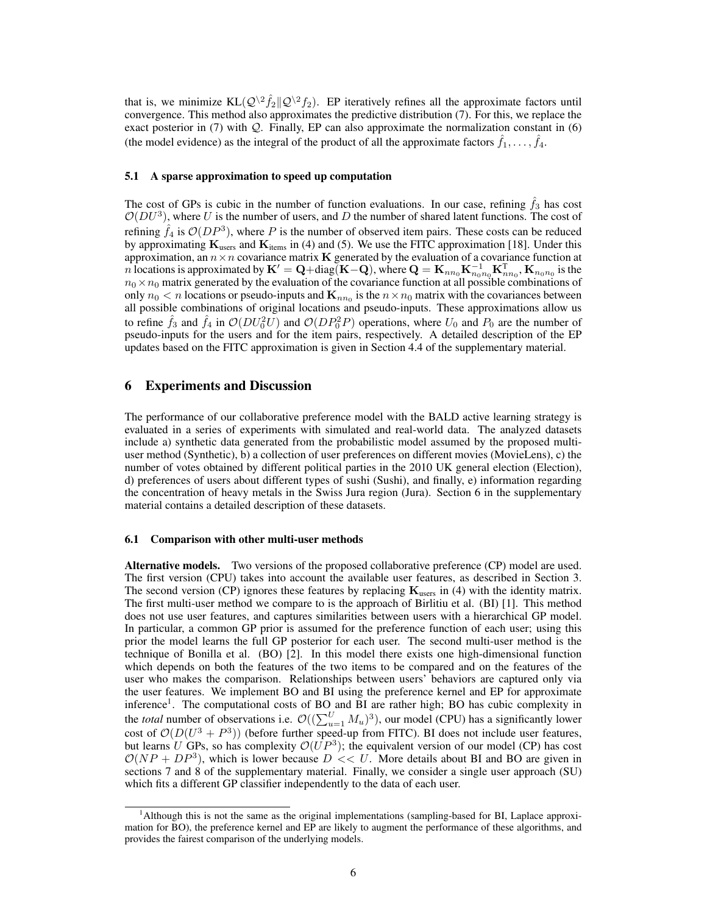that is, we minimize $\mathrm{KL}(\mathcal{Q}^{\setminus 2}\hat{f}_2 \| \mathcal{Q}^{\setminus 2} f_2)$. EP iteratively refines all the approximate factors until convergence. This method also approximates the predictive distribution (7). For this, we replace the exact posterior in (7) with $\mathcal{Q}$. Finally, EP can also approximate the normalization constant in (6) (the model evidence) as the integral of the product of all the approximate factors $\hat{f}_1, \ldots, \hat{f}_4$.

### 5.1 A sparse approximation to speed up computation

The cost of GPs is cubic in the number of function evaluations. In our case, refining $\hat{f}_3$ has cost $\mathcal{O}(DU^3)$, where $U$ is the number of users, and $D$ the number of shared latent functions. The cost of refining $\hat{f}_4$ is $\mathcal{O}(DP^3)$, where $P$ is the number of observed item pairs. These costs can be reduced by approximating $\mathbf{K}_{\text{users}}$ and $\mathbf{K}_{\text{items}}$ in (4) and (5). We use the FITC approximation [18]. Under this approximation, an $n \times n$ covariance matrix $\mathbf{K}$ generated by the evaluation of a covariance function at $n$ locations is approximated by $\mathbf{K}' = \mathbf{Q} + \mathrm{diag}(\mathbf{K} - \mathbf{Q})$, where $\mathbf{Q} = \mathbf{K}_{nn_0}\mathbf{K}_{n_0n_0}^{-1}\mathbf{K}_{nn_0}^{\mathrm{T}}$, $\mathbf{K}_{n_0n_0}$ is the $n_0 \times n_0$ matrix generated by the evaluation of the covariance function at all possible combinations of only $n_0 < n$ locations or pseudo-inputs and $\mathbf{K}_{nn_0}$ is the $n \times n_0$ matrix with the covariances between all possible combinations of original locations and pseudo-inputs. These approximations allow us to refine $\hat{f}_3$ and $\hat{f}_4$ in $\mathcal{O}(DU_0^2U)$ and $\mathcal{O}(DP_0^2P)$ operations, where $U_0$ and $P_0$ are the number of pseudo-inputs for the users and for the item pairs, respectively. A detailed description of the EP updates based on the FITC approximation is given in Section 4.4 of the supplementary material.

## 6 Experiments and Discussion

The performance of our collaborative preference model with the BALD active learning strategy is evaluated in a series of experiments with simulated and real-world data. The analyzed datasets include a) synthetic data generated from the probabilistic model assumed by the proposed multi-user method (Synthetic), b) a collection of user preferences on different movies (MovieLens), c) the number of votes obtained by different political parties in the 2010 UK general election (Election), d) preferences of users about different types of sushi (Sushi), and finally, e) information regarding the concentration of heavy metals in the Swiss Jura region (Jura). Section 6 in the supplementary material contains a detailed description of these datasets.

### 6.1 Comparison with other multi-user methods

**Alternative models.** Two versions of the proposed collaborative preference (CP) model are used. The first version (CPU) takes into account the available user features, as described in Section 3. The second version (CP) ignores these features by replacing $\mathbf{K}_{\text{users}}$ in (4) with the identity matrix. The first multi-user method we compare to is the approach of Birlitiu et al. (BI) [1]. This method does not use user features, and captures similarities between users with a hierarchical GP model. In particular, a common GP prior is assumed for the preference function of each user; using this prior the model learns the full GP posterior for each user. The second multi-user method is the technique of Bonilla et al. (BO) [2]. In this model there exists one high-dimensional function which depends on both the features of the two items to be compared and on the features of the user who makes the comparison. Relationships between users' behaviors are captured only via the user features. We implement BO and BI using the preference kernel and EP for approximate inference[1]. The computational costs of BO and BI are rather high; BO has cubic complexity in the *total* number of observations i.e. $\mathcal{O}((\sum_{u=1}^{U} M_u)^3)$, our model (CPU) has a significantly lower cost of $\mathcal{O}(D(U^3 + P^3))$ (before further speed-up from FITC). BI does not include user features, but learns $U$ GPs, so has complexity $\mathcal{O}(UP^3)$; the equivalent version of our model (CP) has cost $\mathcal{O}(NP + DP^3)$, which is lower because $D << U$. More details about BI and BO are given in sections 7 and 8 of the supplementary material. Finally, we consider a single user approach (SU) which fits a different GP classifier independently to the data of each user.

[1] Although this is not the same as the original implementations (sampling-based for BI, Laplace approximation for BO), the preference kernel and EP are likely to augment the performance of these algorithms, and provides the fairest comparison of the underlying models.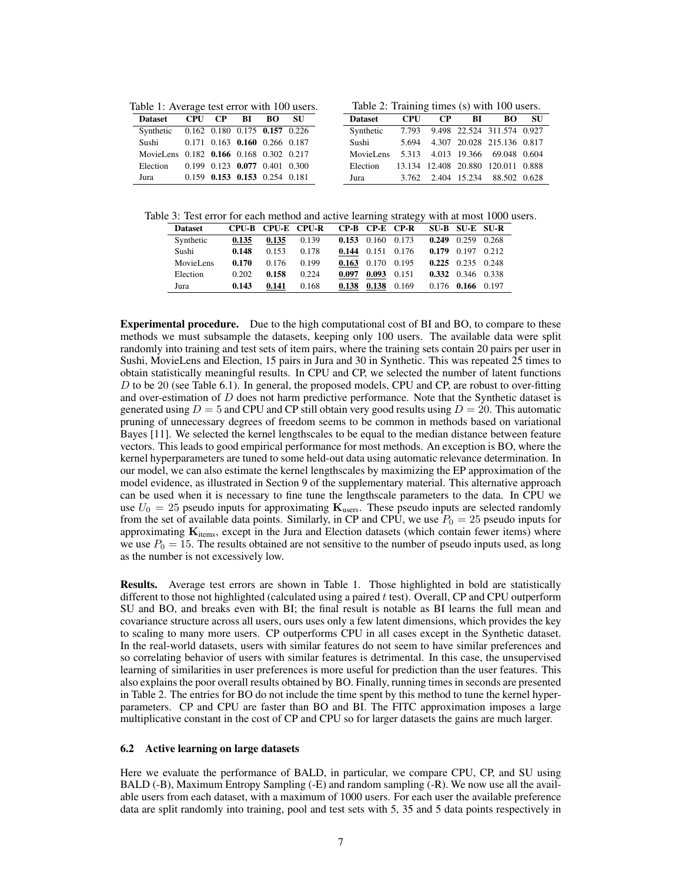Table 1: Average test error with 100 users.

| Dataset | CPU | CP | BI | BO | SU |
|---|---|---|---|---|---|
| Synthetic | 0.162 | 0.180 | 0.175 | **0.157** | 0.226 |
| Sushi | 0.171 | 0.163 | **0.160** | 0.266 | 0.187 |
| MovieLens | 0.182 | **0.166** | 0.168 | 0.302 | 0.217 |
| Election | 0.199 | 0.123 | **0.077** | 0.401 | 0.300 |
| Jura | 0.159 | **0.153** | **0.153** | 0.254 | 0.181 |

Table 2: Training times (s) with 100 users.

| Dataset | CPU | CP | BI | BO | SU |
|---|---|---|---|---|---|
| Synthetic | 7.793 | 9.498 | 22.524 | 311.574 | 0.927 |
| Sushi | 5.694 | 4.307 | 20.028 | 215.136 | 0.817 |
| MovieLens | 5.313 | 4.013 | 19.366 | 69.048 | 0.604 |
| Election | 13.134 | 12.408 | 20.880 | 120.011 | 0.888 |
| Jura | 3.762 | 2.404 | 15.234 | 88.502 | 0.628 |

Table 3: Test error for each method and active learning strategy with at most 1000 users.

| Dataset | CPU-B | CPU-E | CPU-R | CP-B | CP-E | CP-R | SU-B | SU-E | SU-R |
|---|---|---|---|---|---|---|---|---|---|
| Synthetic | <u>**0.135**</u> | <u>**0.135**</u> | 0.139 | **0.153** | 0.160 | 0.173 | **0.249** | 0.259 | 0.268 |
| Sushi | **0.148** | 0.153 | 0.178 | <u>**0.144**</u> | 0.151 | 0.176 | **0.179** | 0.197 | 0.212 |
| MovieLens | **0.170** | 0.176 | 0.199 | <u>**0.163**</u> | 0.170 | 0.195 | **0.225** | 0.235 | 0.248 |
| Election | 0.202 | **0.158** | 0.224 | <u>**0.097**</u> | <u>**0.093**</u> | 0.151 | **0.332** | 0.346 | 0.338 |
| Jura | **0.143** | <u>**0.141**</u> | 0.168 | <u>**0.138**</u> | <u>**0.138**</u> | 0.169 | 0.176 | **0.166** | 0.197 |

**Experimental procedure.** Due to the high computational cost of BI and BO, to compare to these methods we must subsample the datasets, keeping only 100 users. The available data were split randomly into training and test sets of item pairs, where the training sets contain 20 pairs per user in Sushi, MovieLens and Election, 15 pairs in Jura and 30 in Synthetic. This was repeated 25 times to obtain statistically meaningful results. In CPU and CP, we selected the number of latent functions $D$ to be 20 (see Table 6.1). In general, the proposed models, CPU and CP, are robust to over-fitting and over-estimation of $D$ does not harm predictive performance. Note that the Synthetic dataset is generated using $D = 5$ and CPU and CP still obtain very good results using $D = 20$. This automatic pruning of unnecessary degrees of freedom seems to be common in methods based on variational Bayes [11]. We selected the kernel lengthscales to be equal to the median distance between feature vectors. This leads to good empirical performance for most methods. An exception is BO, where the kernel hyperparameters are tuned to some held-out data using automatic relevance determination. In our model, we can also estimate the kernel lengthscales by maximizing the EP approximation of the model evidence, as illustrated in Section 9 of the supplementary material. This alternative approach can be used when it is necessary to fine tune the lengthscale parameters to the data. In CPU we use $U_0 = 25$ pseudo inputs for approximating $\mathbf{K}_{\text{users}}$. These pseudo inputs are selected randomly from the set of available data points. Similarly, in CP and CPU, we use $P_0 = 25$ pseudo inputs for approximating $\mathbf{K}_{\text{items}}$, except in the Jura and Election datasets (which contain fewer items) where we use $P_0 = 15$. The results obtained are not sensitive to the number of pseudo inputs used, as long as the number is not excessively low.

**Results.** Average test errors are shown in Table 1. Those highlighted in bold are statistically different to those not highlighted (calculated using a paired $t$ test). Overall, CP and CPU outperform SU and BO, and breaks even with BI; the final result is notable as BI learns the full mean and covariance structure across all users, ours uses only a few latent dimensions, which provides the key to scaling to many more users. CP outperforms CPU in all cases except in the Synthetic dataset. In the real-world datasets, users with similar features do not seem to have similar preferences and so correlating behavior of users with similar features is detrimental. In this case, the unsupervised learning of similarities in user preferences is more useful for prediction than the user features. This also explains the poor overall results obtained by BO. Finally, running times in seconds are presented in Table 2. The entries for BO do not include the time spent by this method to tune the kernel hyperparameters. CP and CPU are faster than BO and BI. The FITC approximation imposes a large multiplicative constant in the cost of CP and CPU so for larger datasets the gains are much larger.

### 6.2 Active learning on large datasets

Here we evaluate the performance of BALD, in particular, we compare CPU, CP, and SU using BALD (-B), Maximum Entropy Sampling (-E) and random sampling (-R). We now use all the available users from each dataset, with a maximum of 1000 users. For each user the available preference data are split randomly into training, pool and test sets with 5, 35 and 5 data points respectively in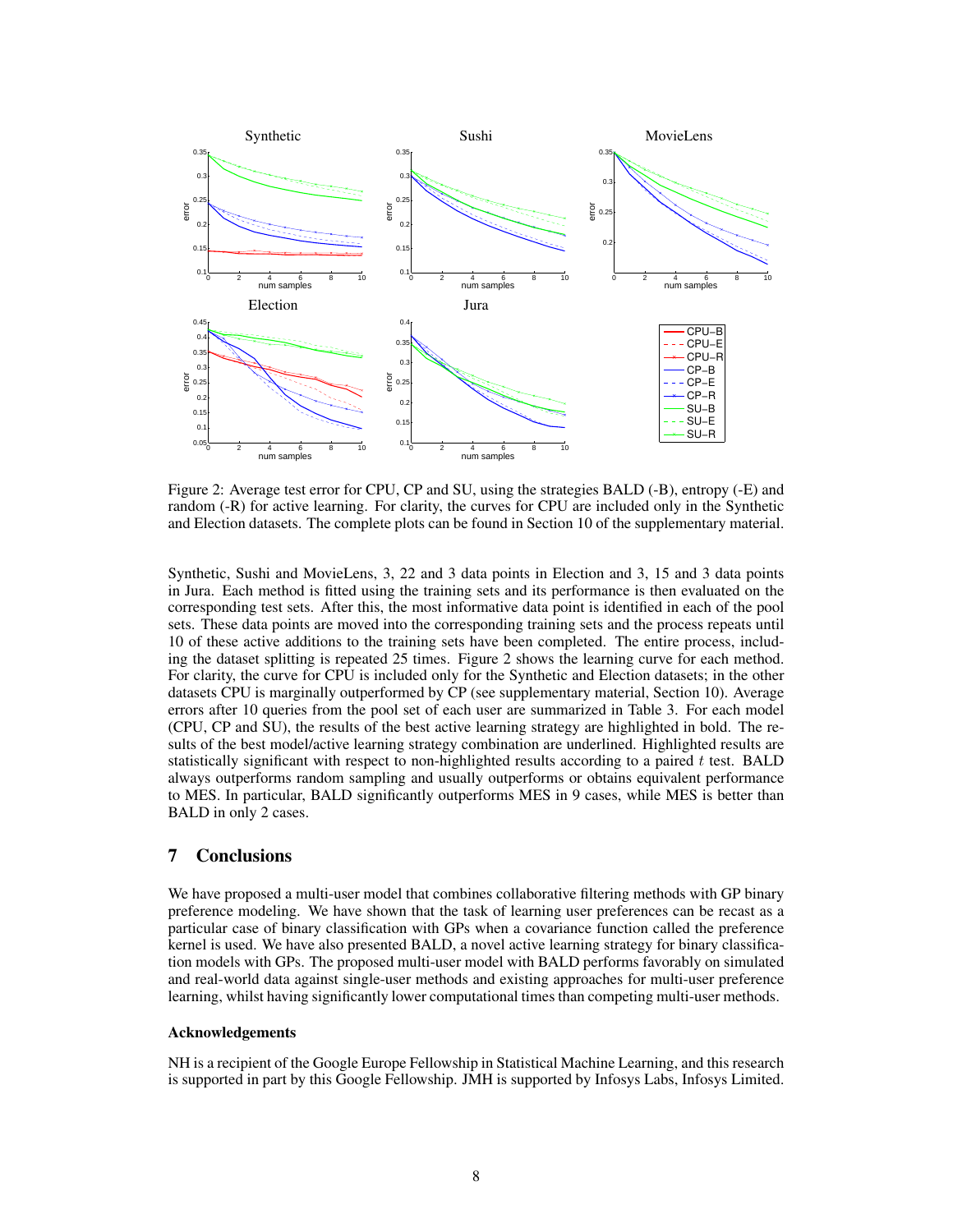Figure 2: Average test error for CPU, CP and SU, using the strategies BALD (-B), entropy (-E) and random (-R) for active learning. For clarity, the curves for CPU are included only in the Synthetic and Election datasets. The complete plots can be found in Section 10 of the supplementary material.

Synthetic, Sushi and MovieLens, 3, 22 and 3 data points in Election and 3, 15 and 3 data points in Jura. Each method is fitted using the training sets and its performance is then evaluated on the corresponding test sets. After this, the most informative data point is identified in each of the pool sets. These data points are moved into the corresponding training sets and the process repeats until 10 of these active additions to the training sets have been completed. The entire process, including the dataset splitting is repeated 25 times. Figure 2 shows the learning curve for each method. For clarity, the curve for CPU is included only for the Synthetic and Election datasets; in the other datasets CPU is marginally outperformed by CP (see supplementary material, Section 10). Average errors after 10 queries from the pool set of each user are summarized in Table 3. For each model (CPU, CP and SU), the results of the best active learning strategy are highlighted in bold. The results of the best model/active learning strategy combination are underlined. Highlighted results are statistically significant with respect to non-highlighted results according to a paired $t$ test. BALD always outperforms random sampling and usually outperforms or obtains equivalent performance to MES. In particular, BALD significantly outperforms MES in 9 cases, while MES is better than BALD in only 2 cases.

## 7 Conclusions

We have proposed a multi-user model that combines collaborative filtering methods with GP binary preference modeling. We have shown that the task of learning user preferences can be recast as a particular case of binary classification with GPs when a covariance function called the preference kernel is used. We have also presented BALD, a novel active learning strategy for binary classification models with GPs. The proposed multi-user model with BALD performs favorably on simulated and real-world data against single-user methods and existing approaches for multi-user preference learning, whilst having significantly lower computational times than competing multi-user methods.

### Acknowledgements

NH is a recipient of the Google Europe Fellowship in Statistical Machine Learning, and this research is supported in part by this Google Fellowship. JMH is supported by Infosys Labs, Infosys Limited.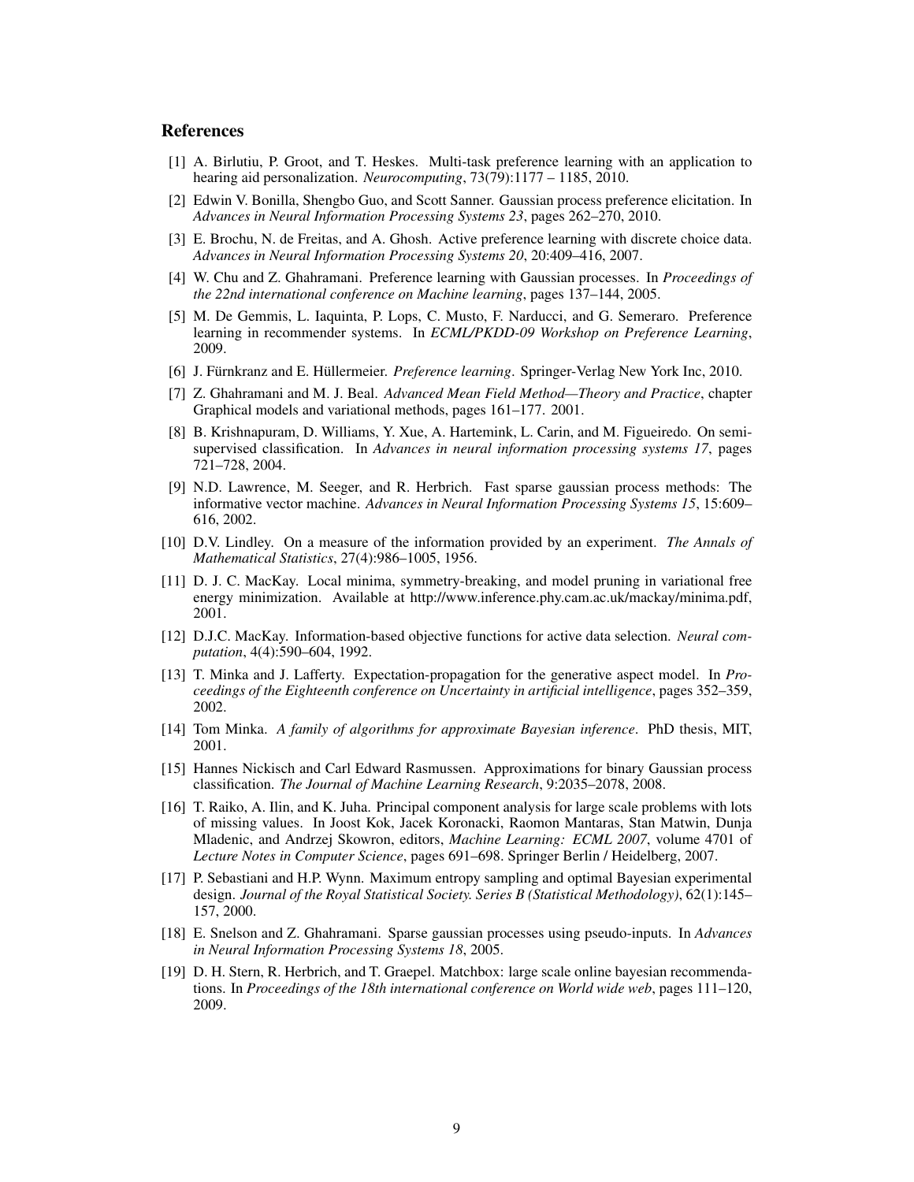## References

[1] A. Birlutiu, P. Groot, and T. Heskes. Multi-task preference learning with an application to hearing aid personalization. *Neurocomputing*, 73(79):1177 – 1185, 2010.

[2] Edwin V. Bonilla, Shengbo Guo, and Scott Sanner. Gaussian process preference elicitation. In *Advances in Neural Information Processing Systems 23*, pages 262–270, 2010.

[3] E. Brochu, N. de Freitas, and A. Ghosh. Active preference learning with discrete choice data. *Advances in Neural Information Processing Systems 20*, 20:409–416, 2007.

[4] W. Chu and Z. Ghahramani. Preference learning with Gaussian processes. In *Proceedings of the 22nd international conference on Machine learning*, pages 137–144, 2005.

[5] M. De Gemmis, L. Iaquinta, P. Lops, C. Musto, F. Narducci, and G. Semeraro. Preference learning in recommender systems. In *ECML/PKDD-09 Workshop on Preference Learning*, 2009.

[6] J. Fürnkranz and E. Hüllermeier. *Preference learning*. Springer-Verlag New York Inc, 2010.

[7] Z. Ghahramani and M. J. Beal. *Advanced Mean Field Method—Theory and Practice*, chapter Graphical models and variational methods, pages 161–177. 2001.

[8] B. Krishnapuram, D. Williams, Y. Xue, A. Hartemink, L. Carin, and M. Figueiredo. On semi-supervised classification. In *Advances in neural information processing systems 17*, pages 721–728, 2004.

[9] N.D. Lawrence, M. Seeger, and R. Herbrich. Fast sparse gaussian process methods: The informative vector machine. *Advances in Neural Information Processing Systems 15*, 15:609–616, 2002.

[10] D.V. Lindley. On a measure of the information provided by an experiment. *The Annals of Mathematical Statistics*, 27(4):986–1005, 1956.

[11] D. J. C. MacKay. Local minima, symmetry-breaking, and model pruning in variational free energy minimization. Available at http://www.inference.phy.cam.ac.uk/mackay/minima.pdf, 2001.

[12] D.J.C. MacKay. Information-based objective functions for active data selection. *Neural computation*, 4(4):590–604, 1992.

[13] T. Minka and J. Lafferty. Expectation-propagation for the generative aspect model. In *Proceedings of the Eighteenth conference on Uncertainty in artificial intelligence*, pages 352–359, 2002.

[14] Tom Minka. *A family of algorithms for approximate Bayesian inference*. PhD thesis, MIT, 2001.

[15] Hannes Nickisch and Carl Edward Rasmussen. Approximations for binary Gaussian process classification. *The Journal of Machine Learning Research*, 9:2035–2078, 2008.

[16] T. Raiko, A. Ilin, and K. Juha. Principal component analysis for large scale problems with lots of missing values. In Joost Kok, Jacek Koronacki, Raomon Mantaras, Stan Matwin, Dunja Mladenic, and Andrzej Skowron, editors, *Machine Learning: ECML 2007*, volume 4701 of *Lecture Notes in Computer Science*, pages 691–698. Springer Berlin / Heidelberg, 2007.

[17] P. Sebastiani and H.P. Wynn. Maximum entropy sampling and optimal Bayesian experimental design. *Journal of the Royal Statistical Society. Series B (Statistical Methodology)*, 62(1):145–157, 2000.

[18] E. Snelson and Z. Ghahramani. Sparse gaussian processes using pseudo-inputs. In *Advances in Neural Information Processing Systems 18*, 2005.

[19] D. H. Stern, R. Herbrich, and T. Graepel. Matchbox: large scale online bayesian recommendations. In *Proceedings of the 18th international conference on World wide web*, pages 111–120, 2009.